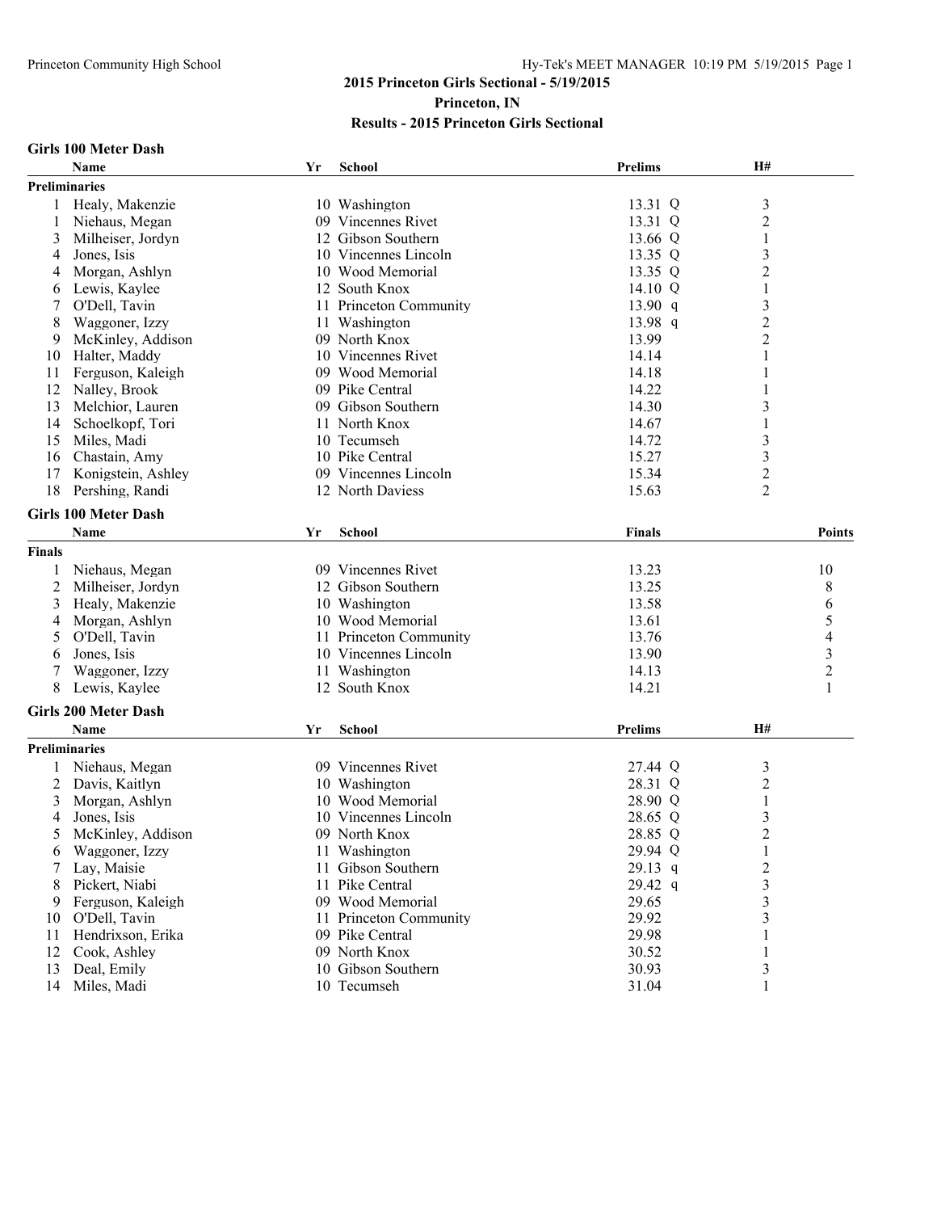**2015 Princeton Girls Sectional - 5/19/2015**

**Princeton, IN**

**Results - 2015 Princeton Girls Sectional**

### Girls 100 Meter Dash

**Preliminaries**

| | Name | Yr | School | Prelims | H# |
|---|---|---|---|---|---|
| 1 | Healy, Makenzie | 10 | Washington | 13.31 Q | 3 |
| 1 | Niehaus, Megan | 09 | Vincennes Rivet | 13.31 Q | 2 |
| 3 | Milheiser, Jordyn | 12 | Gibson Southern | 13.66 Q | 1 |
| 4 | Jones, Isis | 10 | Vincennes Lincoln | 13.35 Q | 3 |
| 4 | Morgan, Ashlyn | 10 | Wood Memorial | 13.35 Q | 2 |
| 6 | Lewis, Kaylee | 12 | South Knox | 14.10 Q | 1 |
| 7 | O'Dell, Tavin | 11 | Princeton Community | 13.90 q | 3 |
| 8 | Waggoner, Izzy | 11 | Washington | 13.98 q | 2 |
| 9 | McKinley, Addison | 09 | North Knox | 13.99 | 2 |
| 10 | Halter, Maddy | 10 | Vincennes Rivet | 14.14 | 1 |
| 11 | Ferguson, Kaleigh | 09 | Wood Memorial | 14.18 | 1 |
| 12 | Nalley, Brook | 09 | Pike Central | 14.22 | 1 |
| 13 | Melchior, Lauren | 09 | Gibson Southern | 14.30 | 3 |
| 14 | Schoelkopf, Tori | 11 | North Knox | 14.67 | 1 |
| 15 | Miles, Madi | 10 | Tecumseh | 14.72 | 3 |
| 16 | Chastain, Amy | 10 | Pike Central | 15.27 | 3 |
| 17 | Konigstein, Ashley | 09 | Vincennes Lincoln | 15.34 | 2 |
| 18 | Pershing, Randi | 12 | North Daviess | 15.63 | 2 |

### Girls 100 Meter Dash

**Finals**

| | Name | Yr | School | Finals | Points |
|---|---|---|---|---|---|
| 1 | Niehaus, Megan | 09 | Vincennes Rivet | 13.23 | 10 |
| 2 | Milheiser, Jordyn | 12 | Gibson Southern | 13.25 | 8 |
| 3 | Healy, Makenzie | 10 | Washington | 13.58 | 6 |
| 4 | Morgan, Ashlyn | 10 | Wood Memorial | 13.61 | 5 |
| 5 | O'Dell, Tavin | 11 | Princeton Community | 13.76 | 4 |
| 6 | Jones, Isis | 10 | Vincennes Lincoln | 13.90 | 3 |
| 7 | Waggoner, Izzy | 11 | Washington | 14.13 | 2 |
| 8 | Lewis, Kaylee | 12 | South Knox | 14.21 | 1 |

### Girls 200 Meter Dash

**Preliminaries**

| | Name | Yr | School | Prelims | H# |
|---|---|---|---|---|---|
| 1 | Niehaus, Megan | 09 | Vincennes Rivet | 27.44 Q | 3 |
| 2 | Davis, Kaitlyn | 10 | Washington | 28.31 Q | 2 |
| 3 | Morgan, Ashlyn | 10 | Wood Memorial | 28.90 Q | 1 |
| 4 | Jones, Isis | 10 | Vincennes Lincoln | 28.65 Q | 3 |
| 5 | McKinley, Addison | 09 | North Knox | 28.85 Q | 2 |
| 6 | Waggoner, Izzy | 11 | Washington | 29.94 Q | 1 |
| 7 | Lay, Maisie | 11 | Gibson Southern | 29.13 q | 2 |
| 8 | Pickert, Niabi | 11 | Pike Central | 29.42 q | 3 |
| 9 | Ferguson, Kaleigh | 09 | Wood Memorial | 29.65 | 3 |
| 10 | O'Dell, Tavin | 11 | Princeton Community | 29.92 | 3 |
| 11 | Hendrixson, Erika | 09 | Pike Central | 29.98 | 1 |
| 12 | Cook, Ashley | 09 | North Knox | 30.52 | 1 |
| 13 | Deal, Emily | 10 | Gibson Southern | 30.93 | 3 |
| 14 | Miles, Madi | 10 | Tecumseh | 31.04 | 1 |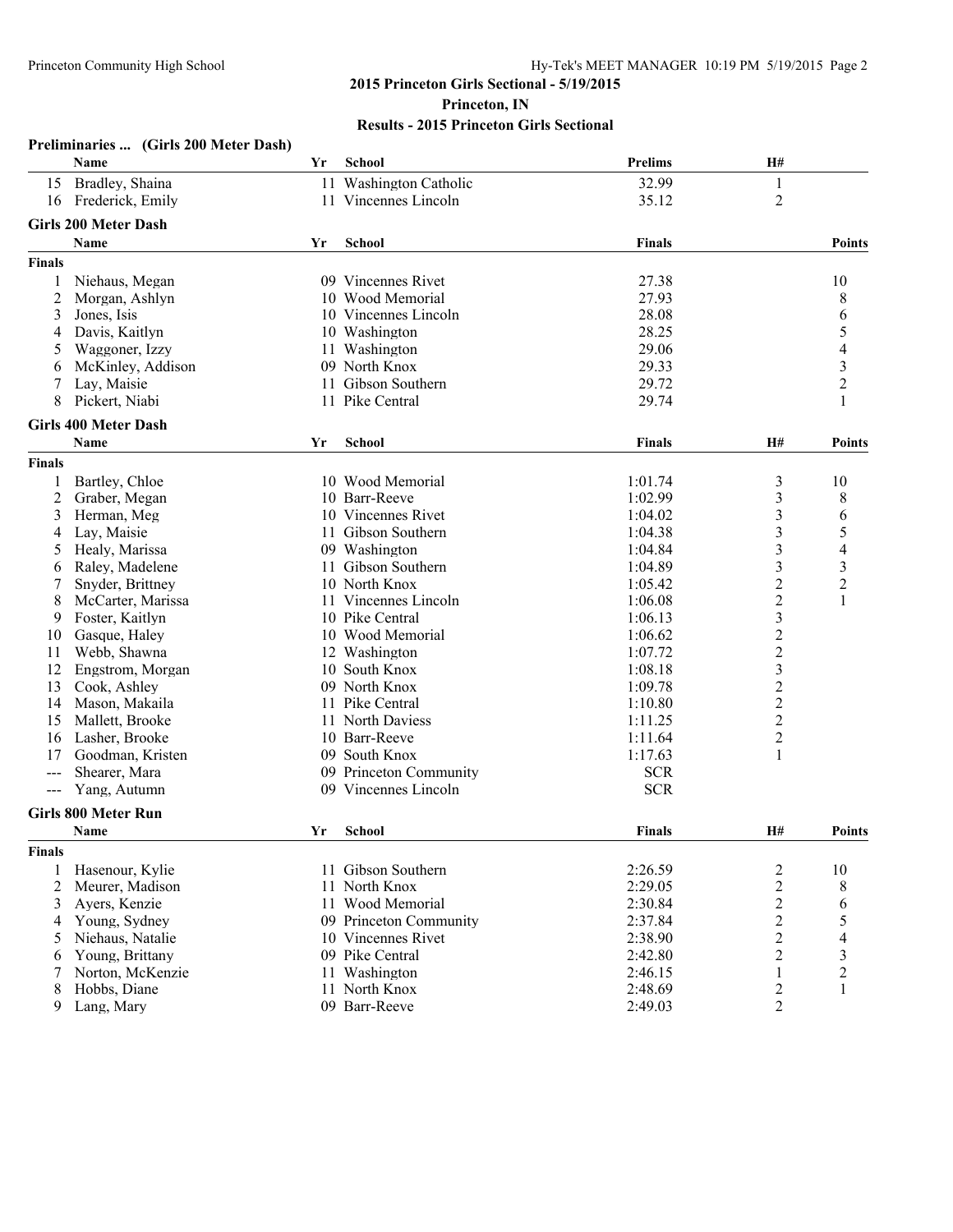**2015 Princeton Girls Sectional - 5/19/2015**

**Princeton, IN**

**Results - 2015 Princeton Girls Sectional**

### Preliminaries ... (Girls 200 Meter Dash)

| | Name | Yr | School | Prelims | H# |
|---|---|---|---|---|---|
| 15 | Bradley, Shaina | 11 | Washington Catholic | 32.99 | 1 |
| 16 | Frederick, Emily | 11 | Vincennes Lincoln | 35.12 | 2 |

### Girls 200 Meter Dash

| | Name | Yr | School | Finals | Points |
|---|---|---|---|---|---|
| **Finals** | | | | | |
| 1 | Niehaus, Megan | 09 | Vincennes Rivet | 27.38 | 10 |
| 2 | Morgan, Ashlyn | 10 | Wood Memorial | 27.93 | 8 |
| 3 | Jones, Isis | 10 | Vincennes Lincoln | 28.08 | 6 |
| 4 | Davis, Kaitlyn | 10 | Washington | 28.25 | 5 |
| 5 | Waggoner, Izzy | 11 | Washington | 29.06 | 4 |
| 6 | McKinley, Addison | 09 | North Knox | 29.33 | 3 |
| 7 | Lay, Maisie | 11 | Gibson Southern | 29.72 | 2 |
| 8 | Pickert, Niabi | 11 | Pike Central | 29.74 | 1 |

### Girls 400 Meter Dash

| | Name | Yr | School | Finals | H# | Points |
|---|---|---|---|---|---|---|
| **Finals** | | | | | | |
| 1 | Bartley, Chloe | 10 | Wood Memorial | 1:01.74 | 3 | 10 |
| 2 | Graber, Megan | 10 | Barr-Reeve | 1:02.99 | 3 | 8 |
| 3 | Herman, Meg | 10 | Vincennes Rivet | 1:04.02 | 3 | 6 |
| 4 | Lay, Maisie | 11 | Gibson Southern | 1:04.38 | 3 | 5 |
| 5 | Healy, Marissa | 09 | Washington | 1:04.84 | 3 | 4 |
| 6 | Raley, Madelene | 11 | Gibson Southern | 1:04.89 | 3 | 3 |
| 7 | Snyder, Brittney | 10 | North Knox | 1:05.42 | 2 | 2 |
| 8 | McCarter, Marissa | 11 | Vincennes Lincoln | 1:06.08 | 2 | 1 |
| 9 | Foster, Kaitlyn | 10 | Pike Central | 1:06.13 | 3 | |
| 10 | Gasque, Haley | 10 | Wood Memorial | 1:06.62 | 2 | |
| 11 | Webb, Shawna | 12 | Washington | 1:07.72 | 2 | |
| 12 | Engstrom, Morgan | 10 | South Knox | 1:08.18 | 3 | |
| 13 | Cook, Ashley | 09 | North Knox | 1:09.78 | 2 | |
| 14 | Mason, Makaila | 11 | Pike Central | 1:10.80 | 2 | |
| 15 | Mallett, Brooke | 11 | North Daviess | 1:11.25 | 2 | |
| 16 | Lasher, Brooke | 10 | Barr-Reeve | 1:11.64 | 2 | |
| 17 | Goodman, Kristen | 09 | South Knox | 1:17.63 | 1 | |
| --- | Shearer, Mara | 09 | Princeton Community | SCR | | |
| --- | Yang, Autumn | 09 | Vincennes Lincoln | SCR | | |

### Girls 800 Meter Run

| | Name | Yr | School | Finals | H# | Points |
|---|---|---|---|---|---|---|
| **Finals** | | | | | | |
| 1 | Hasenour, Kylie | 11 | Gibson Southern | 2:26.59 | 2 | 10 |
| 2 | Meurer, Madison | 11 | North Knox | 2:29.05 | 2 | 8 |
| 3 | Ayers, Kenzie | 11 | Wood Memorial | 2:30.84 | 2 | 6 |
| 4 | Young, Sydney | 09 | Princeton Community | 2:37.84 | 2 | 5 |
| 5 | Niehaus, Natalie | 10 | Vincennes Rivet | 2:38.90 | 2 | 4 |
| 6 | Young, Brittany | 09 | Pike Central | 2:42.80 | 2 | 3 |
| 7 | Norton, McKenzie | 11 | Washington | 2:46.15 | 1 | 2 |
| 8 | Hobbs, Diane | 11 | North Knox | 2:48.69 | 2 | 1 |
| 9 | Lang, Mary | 09 | Barr-Reeve | 2:49.03 | 2 | |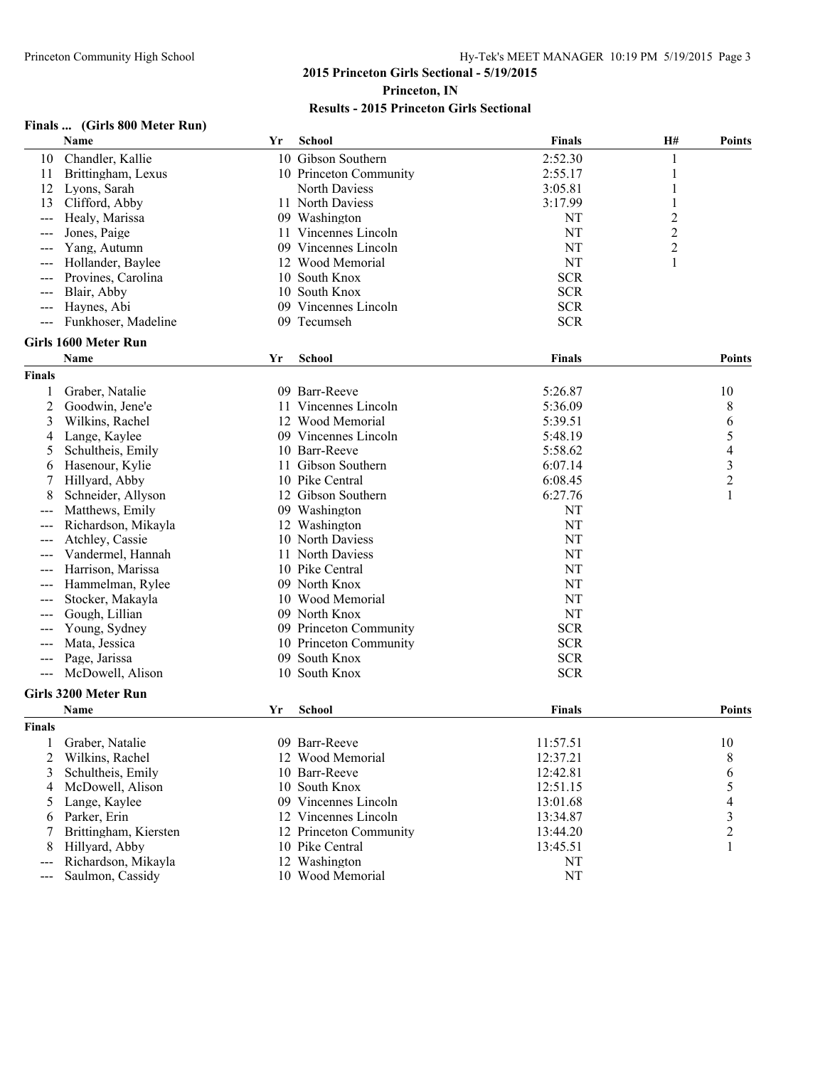## 2015 Princeton Girls Sectional - 5/19/2015

**Princeton, IN**

**Results - 2015 Princeton Girls Sectional**

### Finals ... (Girls 800 Meter Run)

| | Name | Yr | School | Finals | H# | Points |
|---|---|---|---|---|---|---|
| 10 | Chandler, Kallie | 10 | Gibson Southern | 2:52.30 | 1 | |
| 11 | Brittingham, Lexus | 10 | Princeton Community | 2:55.17 | 1 | |
| 12 | Lyons, Sarah | | North Daviess | 3:05.81 | 1 | |
| 13 | Clifford, Abby | 11 | North Daviess | 3:17.99 | 1 | |
| --- | Healy, Marissa | 09 | Washington | NT | 2 | |
| --- | Jones, Paige | 11 | Vincennes Lincoln | NT | 2 | |
| --- | Yang, Autumn | 09 | Vincennes Lincoln | NT | 2 | |
| --- | Hollander, Baylee | 12 | Wood Memorial | NT | 1 | |
| --- | Provines, Carolina | 10 | South Knox | SCR | | |
| --- | Blair, Abby | 10 | South Knox | SCR | | |
| --- | Haynes, Abi | 09 | Vincennes Lincoln | SCR | | |
| --- | Funkhoser, Madeline | 09 | Tecumseh | SCR | | |

### Girls 1600 Meter Run

**Finals**

| | Name | Yr | School | Finals | Points |
|---|---|---|---|---|---|
| 1 | Graber, Natalie | 09 | Barr-Reeve | 5:26.87 | 10 |
| 2 | Goodwin, Jene'e | 11 | Vincennes Lincoln | 5:36.09 | 8 |
| 3 | Wilkins, Rachel | 12 | Wood Memorial | 5:39.51 | 6 |
| 4 | Lange, Kaylee | 09 | Vincennes Lincoln | 5:48.19 | 5 |
| 5 | Schultheis, Emily | 10 | Barr-Reeve | 5:58.62 | 4 |
| 6 | Hasenour, Kylie | 11 | Gibson Southern | 6:07.14 | 3 |
| 7 | Hillyard, Abby | 10 | Pike Central | 6:08.45 | 2 |
| 8 | Schneider, Allyson | 12 | Gibson Southern | 6:27.76 | 1 |
| --- | Matthews, Emily | 09 | Washington | NT | |
| --- | Richardson, Mikayla | 12 | Washington | NT | |
| --- | Atchley, Cassie | 10 | North Daviess | NT | |
| --- | Vandermel, Hannah | 11 | North Daviess | NT | |
| --- | Harrison, Marissa | 10 | Pike Central | NT | |
| --- | Hammelman, Rylee | 09 | North Knox | NT | |
| --- | Stocker, Makayla | 10 | Wood Memorial | NT | |
| --- | Gough, Lillian | 09 | North Knox | NT | |
| --- | Young, Sydney | 09 | Princeton Community | SCR | |
| --- | Mata, Jessica | 10 | Princeton Community | SCR | |
| --- | Page, Jarissa | 09 | South Knox | SCR | |
| --- | McDowell, Alison | 10 | South Knox | SCR | |

### Girls 3200 Meter Run

**Finals**

| | Name | Yr | School | Finals | Points |
|---|---|---|---|---|---|
| 1 | Graber, Natalie | 09 | Barr-Reeve | 11:57.51 | 10 |
| 2 | Wilkins, Rachel | 12 | Wood Memorial | 12:37.21 | 8 |
| 3 | Schultheis, Emily | 10 | Barr-Reeve | 12:42.81 | 6 |
| 4 | McDowell, Alison | 10 | South Knox | 12:51.15 | 5 |
| 5 | Lange, Kaylee | 09 | Vincennes Lincoln | 13:01.68 | 4 |
| 6 | Parker, Erin | 12 | Vincennes Lincoln | 13:34.87 | 3 |
| 7 | Brittingham, Kiersten | 12 | Princeton Community | 13:44.20 | 2 |
| 8 | Hillyard, Abby | 10 | Pike Central | 13:45.51 | 1 |
| --- | Richardson, Mikayla | 12 | Washington | NT | |
| --- | Saulmon, Cassidy | 10 | Wood Memorial | NT | |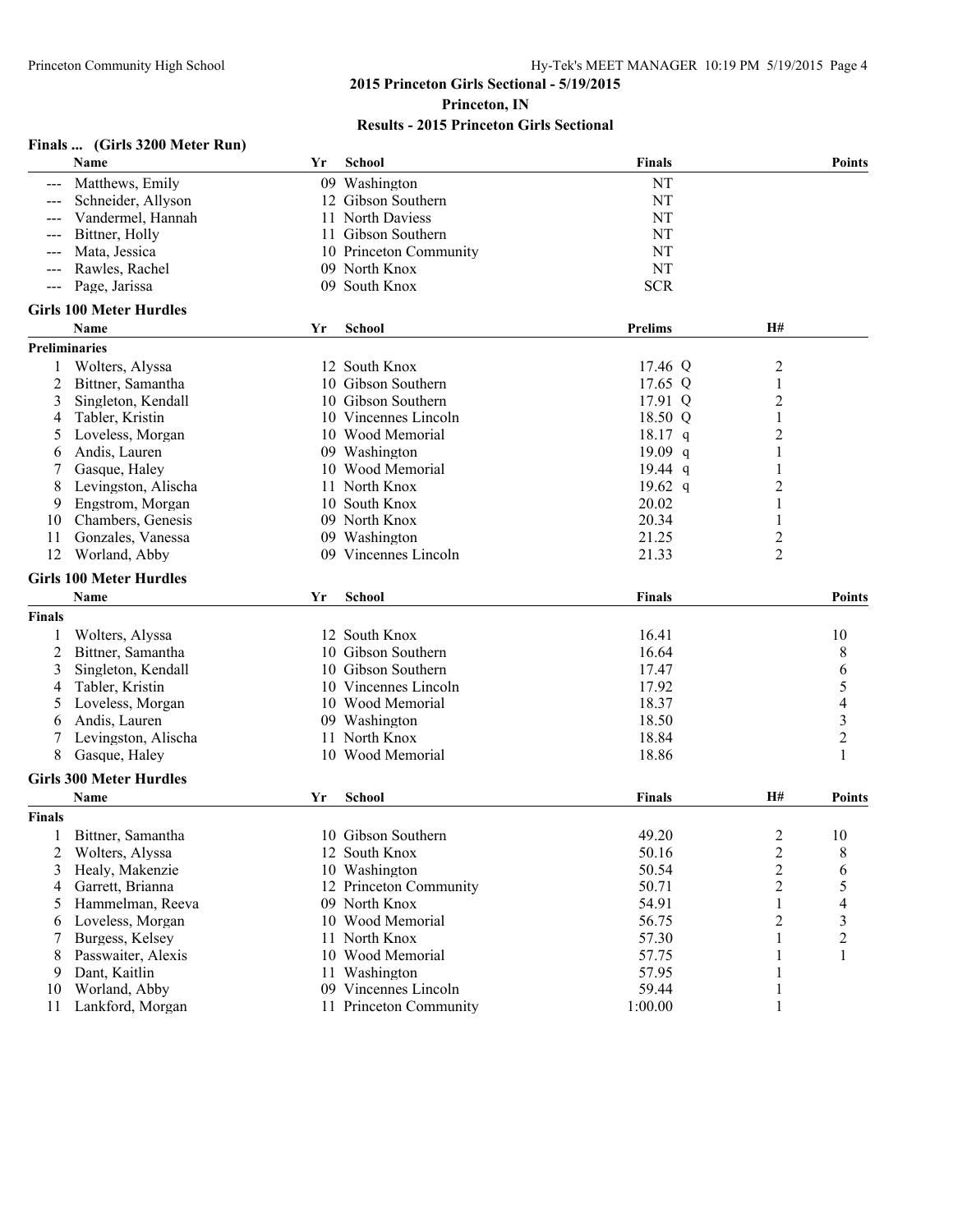## 2015 Princeton Girls Sectional - 5/19/2015

**Princeton, IN**

**Results - 2015 Princeton Girls Sectional**

### Finals ... (Girls 3200 Meter Run)

| | Name | Yr | School | Finals | Points |
|---|---|---|---|---|---|
| --- | Matthews, Emily | 09 | Washington | NT | |
| --- | Schneider, Allyson | 12 | Gibson Southern | NT | |
| --- | Vandermel, Hannah | 11 | North Daviess | NT | |
| --- | Bittner, Holly | 11 | Gibson Southern | NT | |
| --- | Mata, Jessica | 10 | Princeton Community | NT | |
| --- | Rawles, Rachel | 09 | North Knox | NT | |
| --- | Page, Jarissa | 09 | South Knox | SCR | |

### Girls 100 Meter Hurdles

**Preliminaries**

| | Name | Yr | School | Prelims | | H# |
|---|---|---|---|---|---|---|
| 1 | Wolters, Alyssa | 12 | South Knox | 17.46 | Q | 2 |
| 2 | Bittner, Samantha | 10 | Gibson Southern | 17.65 | Q | 1 |
| 3 | Singleton, Kendall | 10 | Gibson Southern | 17.91 | Q | 2 |
| 4 | Tabler, Kristin | 10 | Vincennes Lincoln | 18.50 | Q | 1 |
| 5 | Loveless, Morgan | 10 | Wood Memorial | 18.17 | q | 2 |
| 6 | Andis, Lauren | 09 | Washington | 19.09 | q | 1 |
| 7 | Gasque, Haley | 10 | Wood Memorial | 19.44 | q | 1 |
| 8 | Levingston, Alischa | 11 | North Knox | 19.62 | q | 2 |
| 9 | Engstrom, Morgan | 10 | South Knox | 20.02 | | 1 |
| 10 | Chambers, Genesis | 09 | North Knox | 20.34 | | 1 |
| 11 | Gonzales, Vanessa | 09 | Washington | 21.25 | | 2 |
| 12 | Worland, Abby | 09 | Vincennes Lincoln | 21.33 | | 2 |

### Girls 100 Meter Hurdles

**Finals**

| | Name | Yr | School | Finals | Points |
|---|---|---|---|---|---|
| 1 | Wolters, Alyssa | 12 | South Knox | 16.41 | 10 |
| 2 | Bittner, Samantha | 10 | Gibson Southern | 16.64 | 8 |
| 3 | Singleton, Kendall | 10 | Gibson Southern | 17.47 | 6 |
| 4 | Tabler, Kristin | 10 | Vincennes Lincoln | 17.92 | 5 |
| 5 | Loveless, Morgan | 10 | Wood Memorial | 18.37 | 4 |
| 6 | Andis, Lauren | 09 | Washington | 18.50 | 3 |
| 7 | Levingston, Alischa | 11 | North Knox | 18.84 | 2 |
| 8 | Gasque, Haley | 10 | Wood Memorial | 18.86 | 1 |

### Girls 300 Meter Hurdles

**Finals**

| | Name | Yr | School | Finals | H# | Points |
|---|---|---|---|---|---|---|
| 1 | Bittner, Samantha | 10 | Gibson Southern | 49.20 | 2 | 10 |
| 2 | Wolters, Alyssa | 12 | South Knox | 50.16 | 2 | 8 |
| 3 | Healy, Makenzie | 10 | Washington | 50.54 | 2 | 6 |
| 4 | Garrett, Brianna | 12 | Princeton Community | 50.71 | 2 | 5 |
| 5 | Hammelman, Reeva | 09 | North Knox | 54.91 | 1 | 4 |
| 6 | Loveless, Morgan | 10 | Wood Memorial | 56.75 | 2 | 3 |
| 7 | Burgess, Kelsey | 11 | North Knox | 57.30 | 1 | 2 |
| 8 | Passwaiter, Alexis | 10 | Wood Memorial | 57.75 | 1 | 1 |
| 9 | Dant, Kaitlin | 11 | Washington | 57.95 | 1 | |
| 10 | Worland, Abby | 09 | Vincennes Lincoln | 59.44 | 1 | |
| 11 | Lankford, Morgan | 11 | Princeton Community | 1:00.00 | 1 | |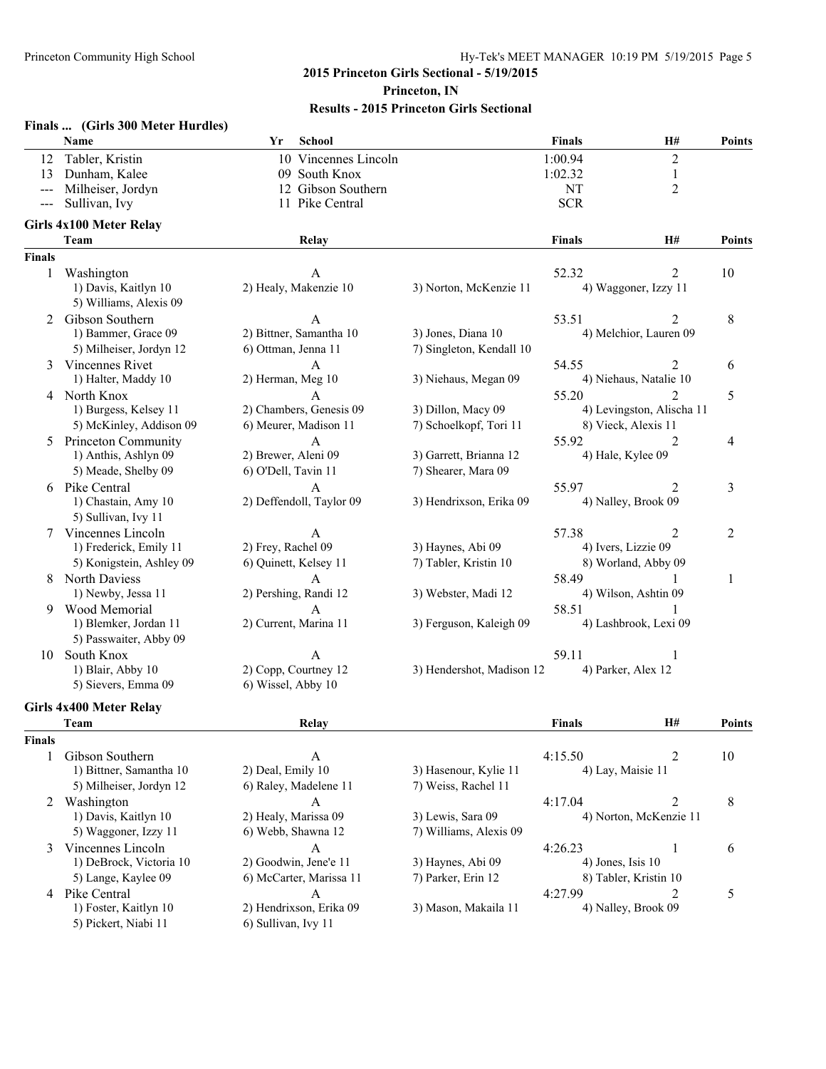**2015 Princeton Girls Sectional - 5/19/2015**

**Princeton, IN**

**Results - 2015 Princeton Girls Sectional**

### Finals ... (Girls 300 Meter Hurdles)

| | Name | Yr | School | Finals | H# | Points |
|---|---|---|---|---|---|---|
| 12 | Tabler, Kristin | 10 | Vincennes Lincoln | 1:00.94 | 2 | |
| 13 | Dunham, Kalee | 09 | South Knox | 1:02.32 | 1 | |
| --- | Milheiser, Jordyn | 12 | Gibson Southern | NT | 2 | |
| --- | Sullivan, Ivy | 11 | Pike Central | SCR | | |

### Girls 4x100 Meter Relay

| | Team | Relay | Finals | H# | Points |
|---|---|---|---|---|---|
| **Finals** | | | | | |
| 1 | Washington | A | 52.32 | 2 | 10 |
| | 1) Davis, Kaitlyn 10; 2) Healy, Makenzie 10; 3) Norton, McKenzie 11; 4) Waggoner, Izzy 11; 5) Williams, Alexis 09 | | | | |
| 2 | Gibson Southern | A | 53.51 | 2 | 8 |
| | 1) Bammer, Grace 09; 2) Bittner, Samantha 10; 3) Jones, Diana 10; 4) Melchior, Lauren 09; 5) Milheiser, Jordyn 12; 6) Ottman, Jenna 11; 7) Singleton, Kendall 10 | | | | |
| 3 | Vincennes Rivet | A | 54.55 | 2 | 6 |
| | 1) Halter, Maddy 10; 2) Herman, Meg 10; 3) Niehaus, Megan 09; 4) Niehaus, Natalie 10 | | | | |
| 4 | North Knox | A | 55.20 | 2 | 5 |
| | 1) Burgess, Kelsey 11; 2) Chambers, Genesis 09; 3) Dillon, Macy 09; 4) Levingston, Alischa 11; 5) McKinley, Addison 09; 6) Meurer, Madison 11; 7) Schoelkopf, Tori 11; 8) Vieck, Alexis 11 | | | | |
| 5 | Princeton Community | A | 55.92 | 2 | 4 |
| | 1) Anthis, Ashlyn 09; 2) Brewer, Aleni 09; 3) Garrett, Brianna 12; 4) Hale, Kylee 09; 5) Meade, Shelby 09; 6) O'Dell, Tavin 11; 7) Shearer, Mara 09 | | | | |
| 6 | Pike Central | A | 55.97 | 2 | 3 |
| | 1) Chastain, Amy 10; 2) Deffendoll, Taylor 09; 3) Hendrixson, Erika 09; 4) Nalley, Brook 09; 5) Sullivan, Ivy 11 | | | | |
| 7 | Vincennes Lincoln | A | 57.38 | 2 | 2 |
| | 1) Frederick, Emily 11; 2) Frey, Rachel 09; 3) Haynes, Abi 09; 4) Ivers, Lizzie 09; 5) Konigstein, Ashley 09; 6) Quinett, Kelsey 11; 7) Tabler, Kristin 10; 8) Worland, Abby 09 | | | | |
| 8 | North Daviess | A | 58.49 | 1 | 1 |
| | 1) Newby, Jessa 11; 2) Pershing, Randi 12; 3) Webster, Madi 12; 4) Wilson, Ashtin 09 | | | | |
| 9 | Wood Memorial | A | 58.51 | 1 | |
| | 1) Blemker, Jordan 11; 2) Current, Marina 11; 3) Ferguson, Kaleigh 09; 4) Lashbrook, Lexi 09; 5) Passwaiter, Abby 09 | | | | |
| 10 | South Knox | A | 59.11 | 1 | |
| | 1) Blair, Abby 10; 2) Copp, Courtney 12; 3) Hendershot, Madison 12; 4) Parker, Alex 12; 5) Sievers, Emma 09; 6) Wissel, Abby 10 | | | | |

### Girls 4x400 Meter Relay

| | Team | Relay | Finals | H# | Points |
|---|---|---|---|---|---|
| **Finals** | | | | | |
| 1 | Gibson Southern | A | 4:15.50 | 2 | 10 |
| | 1) Bittner, Samantha 10; 2) Deal, Emily 10; 3) Hasenour, Kylie 11; 4) Lay, Maisie 11; 5) Milheiser, Jordyn 12; 6) Raley, Madelene 11; 7) Weiss, Rachel 11 | | | | |
| 2 | Washington | A | 4:17.04 | 2 | 8 |
| | 1) Davis, Kaitlyn 10; 2) Healy, Marissa 09; 3) Lewis, Sara 09; 4) Norton, McKenzie 11; 5) Waggoner, Izzy 11; 6) Webb, Shawna 12; 7) Williams, Alexis 09 | | | | |
| 3 | Vincennes Lincoln | A | 4:26.23 | 1 | 6 |
| | 1) DeBrock, Victoria 10; 2) Goodwin, Jene'e 11; 3) Haynes, Abi 09; 4) Jones, Isis 10; 5) Lange, Kaylee 09; 6) McCarter, Marissa 11; 7) Parker, Erin 12; 8) Tabler, Kristin 10 | | | | |
| 4 | Pike Central | A | 4:27.99 | 2 | 5 |
| | 1) Foster, Kaitlyn 10; 2) Hendrixson, Erika 09; 3) Mason, Makaila 11; 4) Nalley, Brook 09; 5) Pickert, Niabi 11; 6) Sullivan, Ivy 11 | | | | |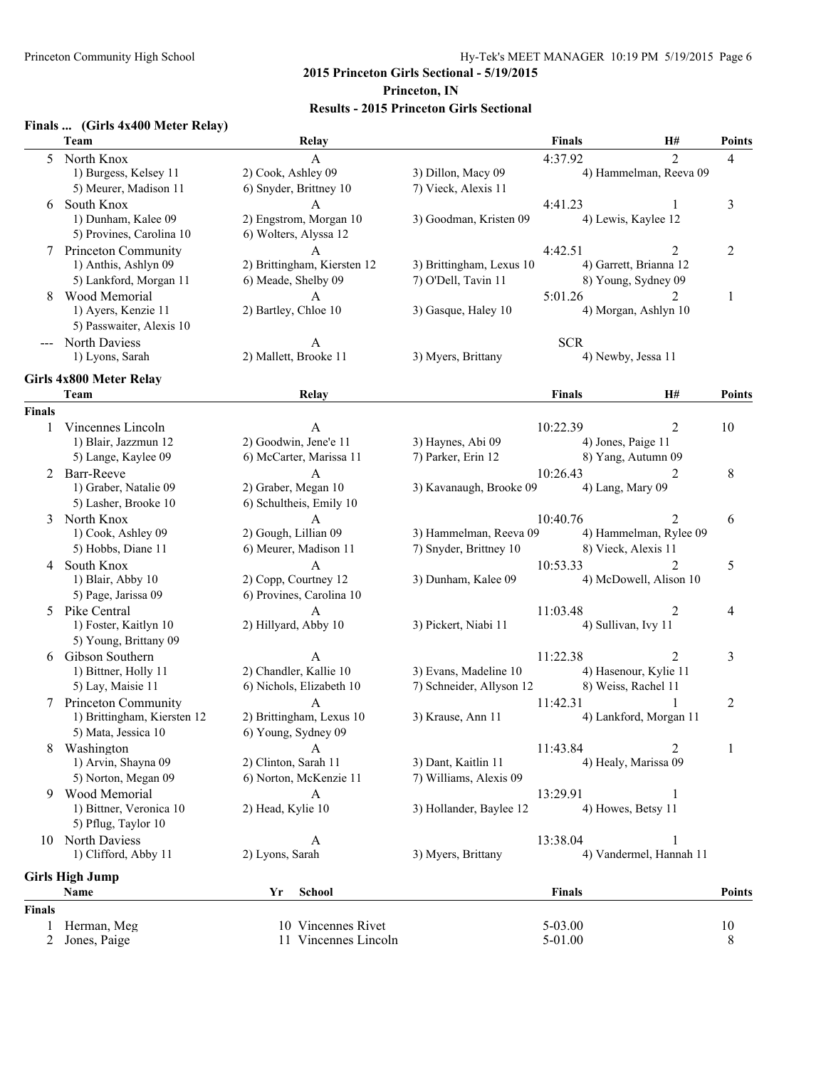## 2015 Princeton Girls Sectional - 5/19/2015

**Princeton, IN**

**Results - 2015 Princeton Girls Sectional**

### Finals ... (Girls 4x400 Meter Relay)

| | Team | Relay | | Finals | H# | Points |
|---|---|---|---|---|---|---|
| 5 | North Knox | A | | 4:37.92 | 2 | 4 |
| | 1) Burgess, Kelsey 11 | 2) Cook, Ashley 09 | 3) Dillon, Macy 09 | 4) Hammelman, Reeva 09 | | |
| | 5) Meurer, Madison 11 | 6) Snyder, Brittney 10 | 7) Vieck, Alexis 11 | | | |
| 6 | South Knox | A | | 4:41.23 | 1 | 3 |
| | 1) Dunham, Kalee 09 | 2) Engstrom, Morgan 10 | 3) Goodman, Kristen 09 | 4) Lewis, Kaylee 12 | | |
| | 5) Provines, Carolina 10 | 6) Wolters, Alyssa 12 | | | | |
| 7 | Princeton Community | A | | 4:42.51 | 2 | 2 |
| | 1) Anthis, Ashlyn 09 | 2) Brittingham, Kiersten 12 | 3) Brittingham, Lexus 10 | 4) Garrett, Brianna 12 | | |
| | 5) Lankford, Morgan 11 | 6) Meade, Shelby 09 | 7) O'Dell, Tavin 11 | 8) Young, Sydney 09 | | |
| 8 | Wood Memorial | A | | 5:01.26 | 2 | 1 |
| | 1) Ayers, Kenzie 11 | 2) Bartley, Chloe 10 | 3) Gasque, Haley 10 | 4) Morgan, Ashlyn 10 | | |
| | 5) Passwaiter, Alexis 10 | | | | | |
| --- | North Daviess | A | | SCR | | |
| | 1) Lyons, Sarah | 2) Mallett, Brooke 11 | 3) Myers, Brittany | 4) Newby, Jessa 11 | | |

### Girls 4x800 Meter Relay

| | Team | Relay | | Finals | H# | Points |
|---|---|---|---|---|---|---|
| **Finals** | | | | | | |
| 1 | Vincennes Lincoln | A | | 10:22.39 | 2 | 10 |
| | 1) Blair, Jazzmun 12 | 2) Goodwin, Jene'e 11 | 3) Haynes, Abi 09 | 4) Jones, Paige 11 | | |
| | 5) Lange, Kaylee 09 | 6) McCarter, Marissa 11 | 7) Parker, Erin 12 | 8) Yang, Autumn 09 | | |
| 2 | Barr-Reeve | A | | 10:26.43 | 2 | 8 |
| | 1) Graber, Natalie 09 | 2) Graber, Megan 10 | 3) Kavanaugh, Brooke 09 | 4) Lang, Mary 09 | | |
| | 5) Lasher, Brooke 10 | 6) Schultheis, Emily 10 | | | | |
| 3 | North Knox | A | | 10:40.76 | 2 | 6 |
| | 1) Cook, Ashley 09 | 2) Gough, Lillian 09 | 3) Hammelman, Reeva 09 | 4) Hammelman, Rylee 09 | | |
| | 5) Hobbs, Diane 11 | 6) Meurer, Madison 11 | 7) Snyder, Brittney 10 | 8) Vieck, Alexis 11 | | |
| 4 | South Knox | A | | 10:53.33 | 2 | 5 |
| | 1) Blair, Abby 10 | 2) Copp, Courtney 12 | 3) Dunham, Kalee 09 | 4) McDowell, Alison 10 | | |
| | 5) Page, Jarissa 09 | 6) Provines, Carolina 10 | | | | |
| 5 | Pike Central | A | | 11:03.48 | 2 | 4 |
| | 1) Foster, Kaitlyn 10 | 2) Hillyard, Abby 10 | 3) Pickert, Niabi 11 | 4) Sullivan, Ivy 11 | | |
| | 5) Young, Brittany 09 | | | | | |
| 6 | Gibson Southern | A | | 11:22.38 | 2 | 3 |
| | 1) Bittner, Holly 11 | 2) Chandler, Kallie 10 | 3) Evans, Madeline 10 | 4) Hasenour, Kylie 11 | | |
| | 5) Lay, Maisie 11 | 6) Nichols, Elizabeth 10 | 7) Schneider, Allyson 12 | 8) Weiss, Rachel 11 | | |
| 7 | Princeton Community | A | | 11:42.31 | 1 | 2 |
| | 1) Brittingham, Kiersten 12 | 2) Brittingham, Lexus 10 | 3) Krause, Ann 11 | 4) Lankford, Morgan 11 | | |
| | 5) Mata, Jessica 10 | 6) Young, Sydney 09 | | | | |
| 8 | Washington | A | | 11:43.84 | 2 | 1 |
| | 1) Arvin, Shayna 09 | 2) Clinton, Sarah 11 | 3) Dant, Kaitlin 11 | 4) Healy, Marissa 09 | | |
| | 5) Norton, Megan 09 | 6) Norton, McKenzie 11 | 7) Williams, Alexis 09 | | | |
| 9 | Wood Memorial | A | | 13:29.91 | 1 | |
| | 1) Bittner, Veronica 10 | 2) Head, Kylie 10 | 3) Hollander, Baylee 12 | 4) Howes, Betsy 11 | | |
| | 5) Pflug, Taylor 10 | | | | | |
| 10 | North Daviess | A | | 13:38.04 | 1 | |
| | 1) Clifford, Abby 11 | 2) Lyons, Sarah | 3) Myers, Brittany | 4) Vandermel, Hannah 11 | | |

### Girls High Jump

| | Name | Yr | School | Finals | Points |
|---|---|---|---|---|---|
| **Finals** | | | | | |
| 1 | Herman, Meg | 10 | Vincennes Rivet | 5-03.00 | 10 |
| 2 | Jones, Paige | 11 | Vincennes Lincoln | 5-01.00 | 8 |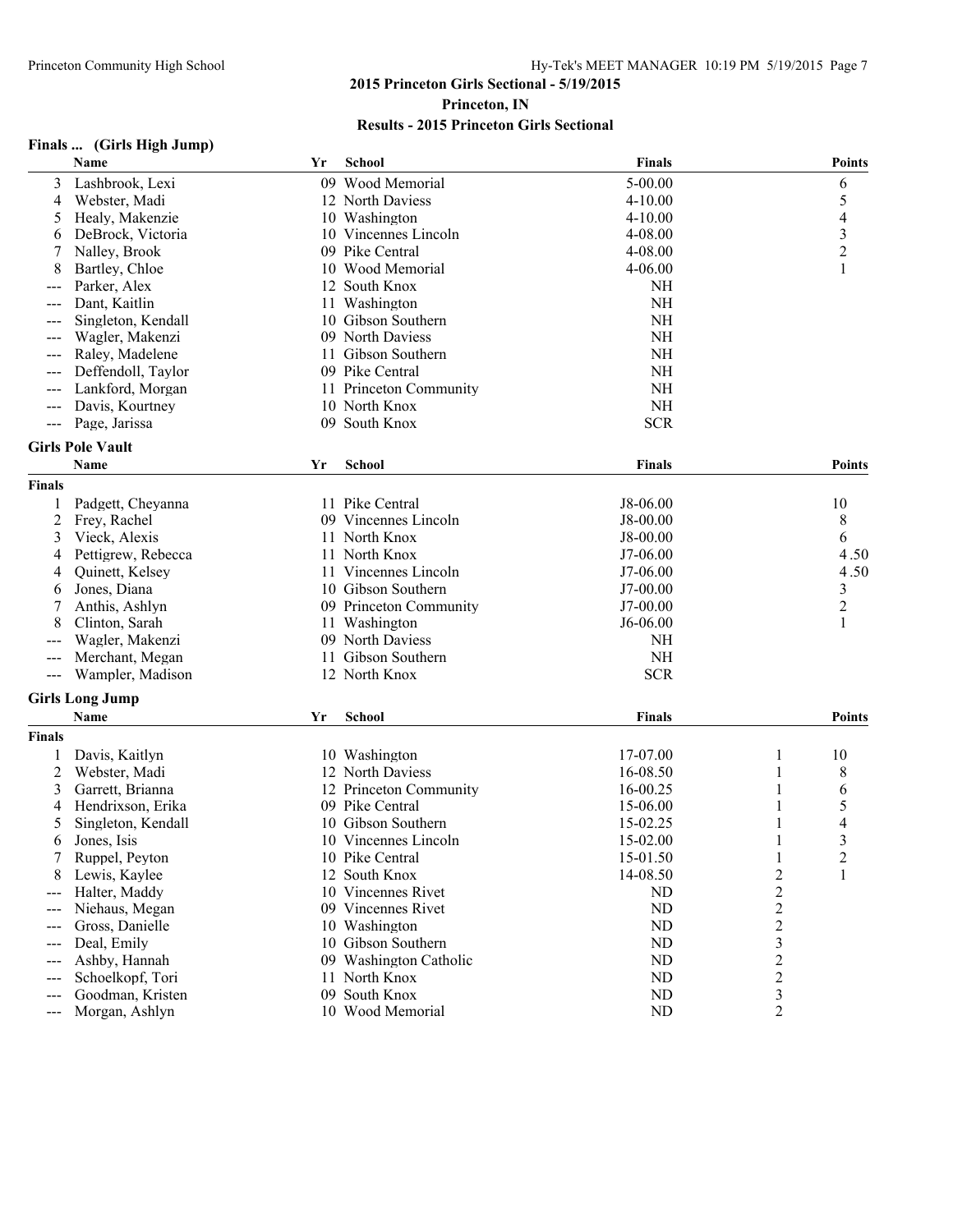## 2015 Princeton Girls Sectional - 5/19/2015

**Princeton, IN**

**Results - 2015 Princeton Girls Sectional**

### Finals ... (Girls High Jump)

| | Name | Yr | School | Finals | Points |
|---|---|---|---|---|---|
| 3 | Lashbrook, Lexi | 09 | Wood Memorial | 5-00.00 | 6 |
| 4 | Webster, Madi | 12 | North Daviess | 4-10.00 | 5 |
| 5 | Healy, Makenzie | 10 | Washington | 4-10.00 | 4 |
| 6 | DeBrock, Victoria | 10 | Vincennes Lincoln | 4-08.00 | 3 |
| 7 | Nalley, Brook | 09 | Pike Central | 4-08.00 | 2 |
| 8 | Bartley, Chloe | 10 | Wood Memorial | 4-06.00 | 1 |
| --- | Parker, Alex | 12 | South Knox | NH | |
| --- | Dant, Kaitlin | 11 | Washington | NH | |
| --- | Singleton, Kendall | 10 | Gibson Southern | NH | |
| --- | Wagler, Makenzi | 09 | North Daviess | NH | |
| --- | Raley, Madelene | 11 | Gibson Southern | NH | |
| --- | Deffendoll, Taylor | 09 | Pike Central | NH | |
| --- | Lankford, Morgan | 11 | Princeton Community | NH | |
| --- | Davis, Kourtney | 10 | North Knox | NH | |
| --- | Page, Jarissa | 09 | South Knox | SCR | |

### Girls Pole Vault

| | Name | Yr | School | Finals | Points |
|---|---|---|---|---|---|
| **Finals** | | | | | |
| 1 | Padgett, Cheyanna | 11 | Pike Central | J8-06.00 | 10 |
| 2 | Frey, Rachel | 09 | Vincennes Lincoln | J8-00.00 | 8 |
| 3 | Vieck, Alexis | 11 | North Knox | J8-00.00 | 6 |
| 4 | Pettigrew, Rebecca | 11 | North Knox | J7-06.00 | 4.50 |
| 4 | Quinett, Kelsey | 11 | Vincennes Lincoln | J7-06.00 | 4.50 |
| 6 | Jones, Diana | 10 | Gibson Southern | J7-00.00 | 3 |
| 7 | Anthis, Ashlyn | 09 | Princeton Community | J7-00.00 | 2 |
| 8 | Clinton, Sarah | 11 | Washington | J6-06.00 | 1 |
| --- | Wagler, Makenzi | 09 | North Daviess | NH | |
| --- | Merchant, Megan | 11 | Gibson Southern | NH | |
| --- | Wampler, Madison | 12 | North Knox | SCR | |

### Girls Long Jump

| | Name | Yr | School | Finals | | Points |
|---|---|---|---|---|---|---|
| **Finals** | | | | | | |
| 1 | Davis, Kaitlyn | 10 | Washington | 17-07.00 | 1 | 10 |
| 2 | Webster, Madi | 12 | North Daviess | 16-08.50 | 1 | 8 |
| 3 | Garrett, Brianna | 12 | Princeton Community | 16-00.25 | 1 | 6 |
| 4 | Hendrixson, Erika | 09 | Pike Central | 15-06.00 | 1 | 5 |
| 5 | Singleton, Kendall | 10 | Gibson Southern | 15-02.25 | 1 | 4 |
| 6 | Jones, Isis | 10 | Vincennes Lincoln | 15-02.00 | 1 | 3 |
| 7 | Ruppel, Peyton | 10 | Pike Central | 15-01.50 | 1 | 2 |
| 8 | Lewis, Kaylee | 12 | South Knox | 14-08.50 | 2 | 1 |
| --- | Halter, Maddy | 10 | Vincennes Rivet | ND | 2 | |
| --- | Niehaus, Megan | 09 | Vincennes Rivet | ND | 2 | |
| --- | Gross, Danielle | 10 | Washington | ND | 2 | |
| --- | Deal, Emily | 10 | Gibson Southern | ND | 3 | |
| --- | Ashby, Hannah | 09 | Washington Catholic | ND | 2 | |
| --- | Schoelkopf, Tori | 11 | North Knox | ND | 2 | |
| --- | Goodman, Kristen | 09 | South Knox | ND | 3 | |
| --- | Morgan, Ashlyn | 10 | Wood Memorial | ND | 2 | |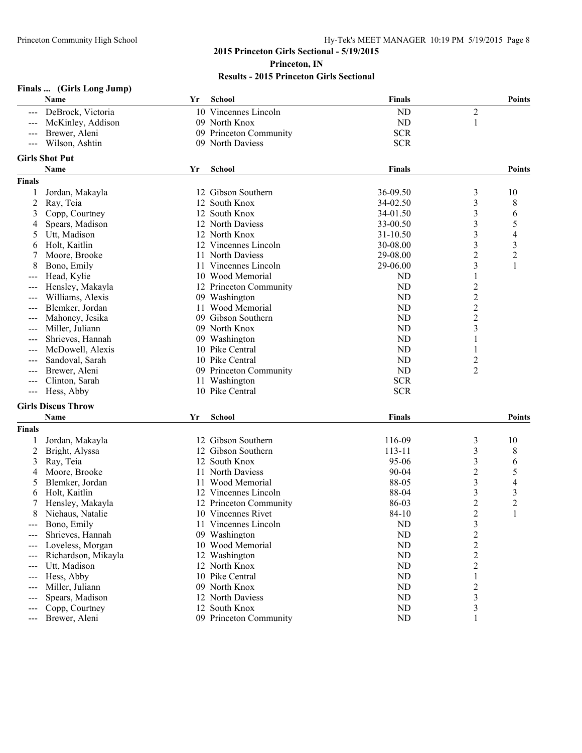## 2015 Princeton Girls Sectional - 5/19/2015

**Princeton, IN**

**Results - 2015 Princeton Girls Sectional**

### Finals ... (Girls Long Jump)

| | Name | Yr | School | Finals | | Points |
|---|---|---|---|---|---|---|
| --- | DeBrock, Victoria | 10 | Vincennes Lincoln | ND | 2 | |
| --- | McKinley, Addison | 09 | North Knox | ND | 1 | |
| --- | Brewer, Aleni | 09 | Princeton Community | SCR | | |
| --- | Wilson, Ashtin | 09 | North Daviess | SCR | | |

### Girls Shot Put

| | Name | Yr | School | Finals | | Points |
|---|---|---|---|---|---|---|
| **Finals** | | | | | | |
| 1 | Jordan, Makayla | 12 | Gibson Southern | 36-09.50 | 3 | 10 |
| 2 | Ray, Teia | 12 | South Knox | 34-02.50 | 3 | 8 |
| 3 | Copp, Courtney | 12 | South Knox | 34-01.50 | 3 | 6 |
| 4 | Spears, Madison | 12 | North Daviess | 33-00.50 | 3 | 5 |
| 5 | Utt, Madison | 12 | North Knox | 31-10.50 | 3 | 4 |
| 6 | Holt, Kaitlin | 12 | Vincennes Lincoln | 30-08.00 | 3 | 3 |
| 7 | Moore, Brooke | 11 | North Daviess | 29-08.00 | 2 | 2 |
| 8 | Bono, Emily | 11 | Vincennes Lincoln | 29-06.00 | 3 | 1 |
| --- | Head, Kylie | 10 | Wood Memorial | ND | 1 | |
| --- | Hensley, Makayla | 12 | Princeton Community | ND | 2 | |
| --- | Williams, Alexis | 09 | Washington | ND | 2 | |
| --- | Blemker, Jordan | 11 | Wood Memorial | ND | 2 | |
| --- | Mahoney, Jesika | 09 | Gibson Southern | ND | 2 | |
| --- | Miller, Juliann | 09 | North Knox | ND | 3 | |
| --- | Shrieves, Hannah | 09 | Washington | ND | 1 | |
| --- | McDowell, Alexis | 10 | Pike Central | ND | 1 | |
| --- | Sandoval, Sarah | 10 | Pike Central | ND | 2 | |
| --- | Brewer, Aleni | 09 | Princeton Community | ND | 2 | |
| --- | Clinton, Sarah | 11 | Washington | SCR | | |
| --- | Hess, Abby | 10 | Pike Central | SCR | | |

### Girls Discus Throw

| | Name | Yr | School | Finals | | Points |
|---|---|---|---|---|---|---|
| **Finals** | | | | | | |
| 1 | Jordan, Makayla | 12 | Gibson Southern | 116-09 | 3 | 10 |
| 2 | Bright, Alyssa | 12 | Gibson Southern | 113-11 | 3 | 8 |
| 3 | Ray, Teia | 12 | South Knox | 95-06 | 3 | 6 |
| 4 | Moore, Brooke | 11 | North Daviess | 90-04 | 2 | 5 |
| 5 | Blemker, Jordan | 11 | Wood Memorial | 88-05 | 3 | 4 |
| 6 | Holt, Kaitlin | 12 | Vincennes Lincoln | 88-04 | 3 | 3 |
| 7 | Hensley, Makayla | 12 | Princeton Community | 86-03 | 2 | 2 |
| 8 | Niehaus, Natalie | 10 | Vincennes Rivet | 84-10 | 2 | 1 |
| --- | Bono, Emily | 11 | Vincennes Lincoln | ND | 3 | |
| --- | Shrieves, Hannah | 09 | Washington | ND | 2 | |
| --- | Loveless, Morgan | 10 | Wood Memorial | ND | 2 | |
| --- | Richardson, Mikayla | 12 | Washington | ND | 2 | |
| --- | Utt, Madison | 12 | North Knox | ND | 2 | |
| --- | Hess, Abby | 10 | Pike Central | ND | 1 | |
| --- | Miller, Juliann | 09 | North Knox | ND | 2 | |
| --- | Spears, Madison | 12 | North Daviess | ND | 3 | |
| --- | Copp, Courtney | 12 | South Knox | ND | 3 | |
| --- | Brewer, Aleni | 09 | Princeton Community | ND | 1 | |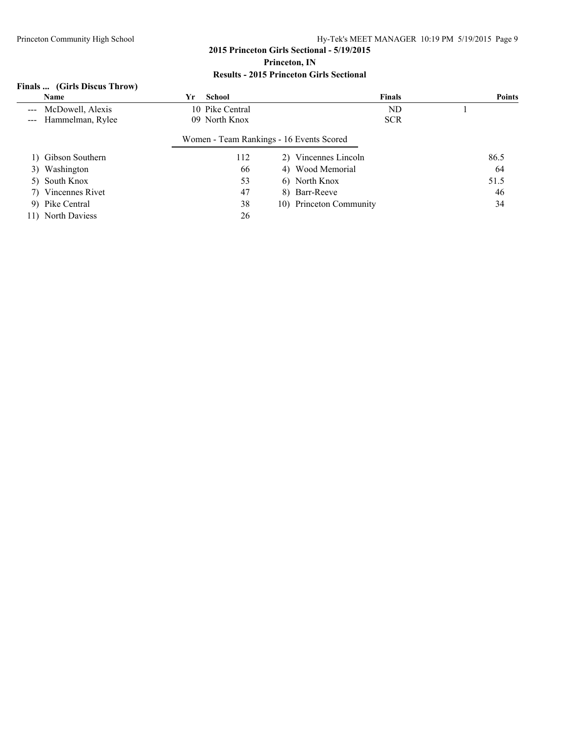**2015 Princeton Girls Sectional - 5/19/2015**

**Princeton, IN**

**Results - 2015 Princeton Girls Sectional**

**Finals ... (Girls Discus Throw)**

| | Name | Yr | School | Finals | | Points |
|---|---|---|---|---|---|---|
| --- | McDowell, Alexis | 10 | Pike Central | ND | 1 | |
| --- | Hammelman, Rylee | 09 | North Knox | SCR | | |

**Women - Team Rankings - 16 Events Scored**

| | | | | | |
|---|---|---|---|---|---|
| 1) | Gibson Southern | 112 | 2) | Vincennes Lincoln | 86.5 |
| 3) | Washington | 66 | 4) | Wood Memorial | 64 |
| 5) | South Knox | 53 | 6) | North Knox | 51.5 |
| 7) | Vincennes Rivet | 47 | 8) | Barr-Reeve | 46 |
| 9) | Pike Central | 38 | 10) | Princeton Community | 34 |
| 11) | North Daviess | 26 | | | |